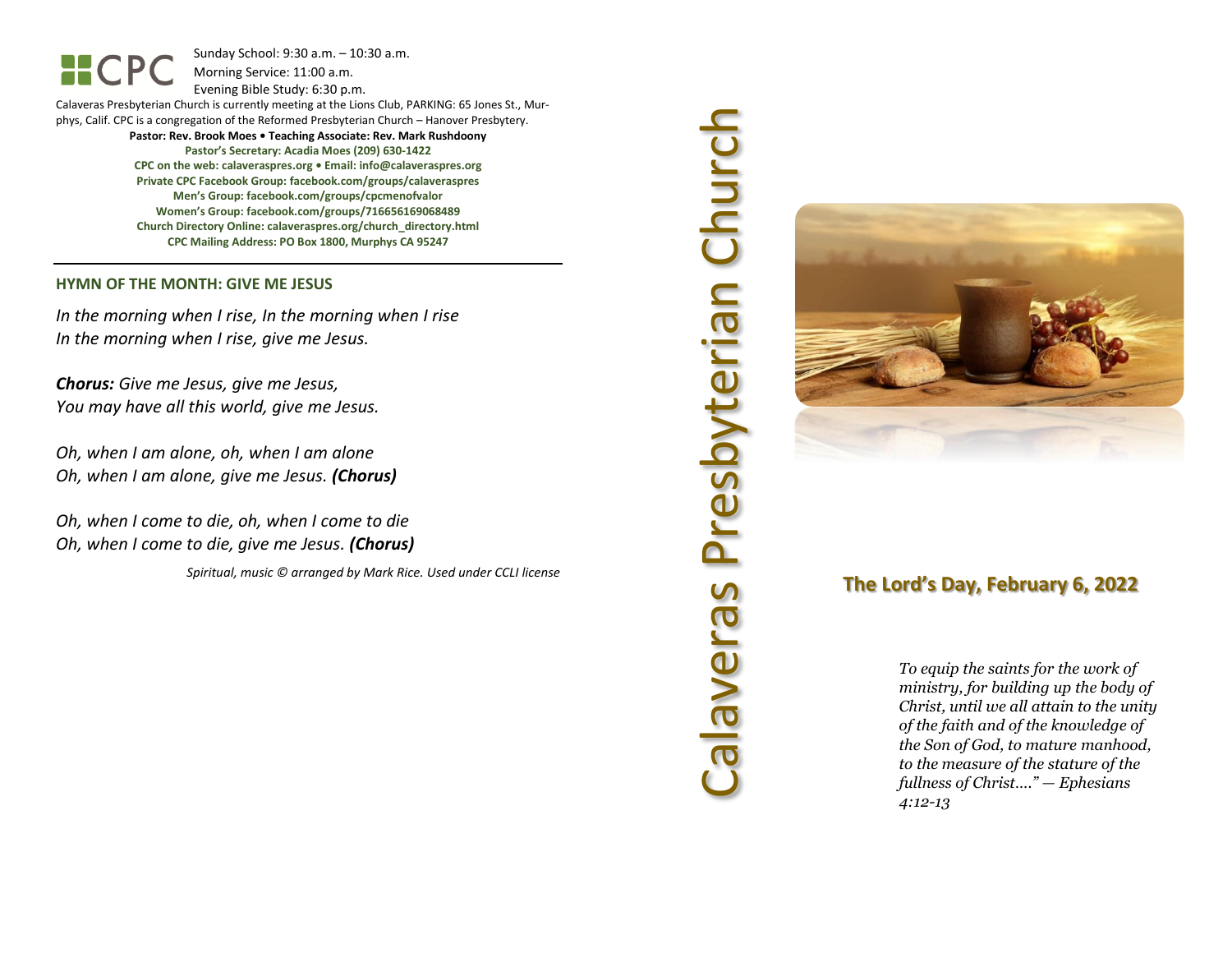CPC

Sunday School: 9:30 a.m. – 10:30 a.m.
Morning Service: 11:00 a.m.
Evening Bible Study: 6:30 p.m.

Calaveras Presbyterian Church is currently meeting at the Lions Club, PARKING: 65 Jones St., Murphys, Calif. CPC is a congregation of the Reformed Presbyterian Church – Hanover Presbytery.

**Pastor: Rev. Brook Moes • Teaching Associate: Rev. Mark Rushdoony**
**Pastor's Secretary: Acadia Moes (209) 630-1422**
**CPC on the web: calaveraspres.org • Email: info@calaveraspres.org**
**Private CPC Facebook Group: facebook.com/groups/calaveraspres**
**Men's Group: facebook.com/groups/cpcmenofvalor**
**Women's Group: facebook.com/groups/716656169068489**
**Church Directory Online: calaveraspres.org/church_directory.html**
**CPC Mailing Address: PO Box 1800, Murphys CA 95247**

---

## HYMN OF THE MONTH: GIVE ME JESUS

*In the morning when I rise, In the morning when I rise*
*In the morning when I rise, give me Jesus.*

***Chorus:*** *Give me Jesus, give me Jesus,*
*You may have all this world, give me Jesus.*

*Oh, when I am alone, oh, when I am alone*
*Oh, when I am alone, give me Jesus.* ***(Chorus)***

*Oh, when I come to die, oh, when I come to die*
*Oh, when I come to die, give me Jesus.* ***(Chorus)***

*Spiritual, music © arranged by Mark Rice. Used under CCLI license*

# Calaveras Presbyterian Church

## The Lord's Day, February 6, 2022

*To equip the saints for the work of ministry, for building up the body of Christ, until we all attain to the unity of the faith and of the knowledge of the Son of God, to mature manhood, to the measure of the stature of the fullness of Christ…." — Ephesians 4:12-13*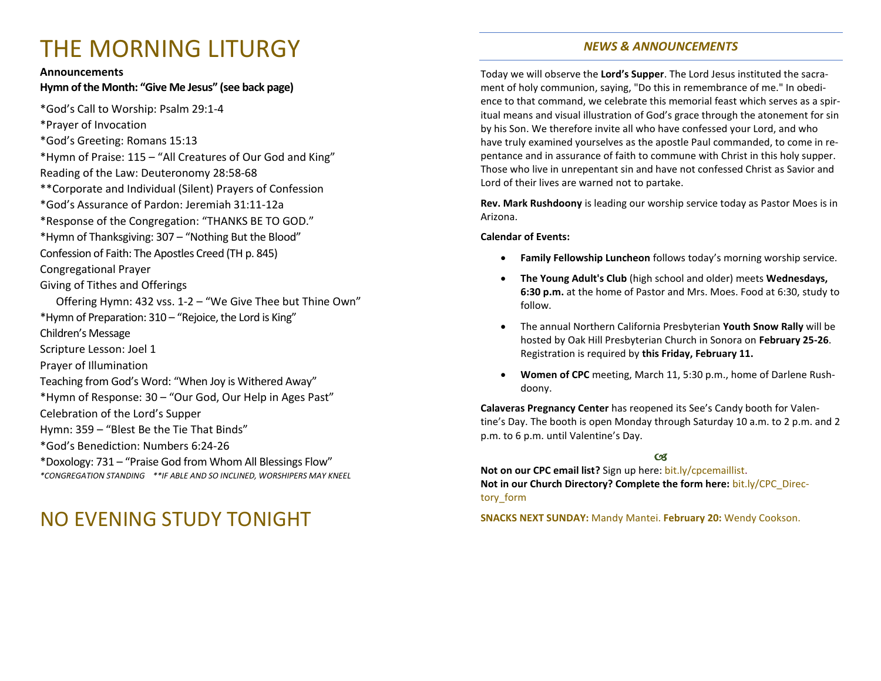# THE MORNING LITURGY

**Announcements**
**Hymn of the Month: "Give Me Jesus" (see back page)**

*God's Call to Worship: Psalm 29:1-4
*Prayer of Invocation
*God's Greeting: Romans 15:13
*Hymn of Praise: 115 – "All Creatures of Our God and King"
Reading of the Law: Deuteronomy 28:58-68
**Corporate and Individual (Silent) Prayers of Confession
*God's Assurance of Pardon: Jeremiah 31:11-12a
*Response of the Congregation: "THANKS BE TO GOD."
*Hymn of Thanksgiving: 307 – "Nothing But the Blood"
Confession of Faith: The Apostles Creed (TH p. 845)
Congregational Prayer
Giving of Tithes and Offerings
Offering Hymn: 432 vss. 1-2 – "We Give Thee but Thine Own"
*Hymn of Preparation: 310 – "Rejoice, the Lord is King"
Children's Message
Scripture Lesson: Joel 1
Prayer of Illumination
Teaching from God's Word: "When Joy is Withered Away"
*Hymn of Response: 30 – "Our God, Our Help in Ages Past"
Celebration of the Lord's Supper
Hymn: 359 – "Blest Be the Tie That Binds"
*God's Benediction: Numbers 6:24-26
*Doxology: 731 – "Praise God from Whom All Blessings Flow"

*\*CONGREGATION STANDING \*\*IF ABLE AND SO INCLINED, WORSHIPERS MAY KNEEL*

# NO EVENING STUDY TONIGHT

## *NEWS & ANNOUNCEMENTS*

Today we will observe the **Lord's Supper**. The Lord Jesus instituted the sacrament of holy communion, saying, "Do this in remembrance of me." In obedience to that command, we celebrate this memorial feast which serves as a spiritual means and visual illustration of God's grace through the atonement for sin by his Son. We therefore invite all who have confessed your Lord, and who have truly examined yourselves as the apostle Paul commanded, to come in repentance and in assurance of faith to commune with Christ in this holy supper. Those who live in unrepentant sin and have not confessed Christ as Savior and Lord of their lives are warned not to partake.

**Rev. Mark Rushdoony** is leading our worship service today as Pastor Moes is in Arizona.

**Calendar of Events:**

- **Family Fellowship Luncheon** follows today's morning worship service.
- **The Young Adult's Club** (high school and older) meets **Wednesdays, 6:30 p.m.** at the home of Pastor and Mrs. Moes. Food at 6:30, study to follow.
- The annual Northern California Presbyterian **Youth Snow Rally** will be hosted by Oak Hill Presbyterian Church in Sonora on **February 25-26**. Registration is required by **this Friday, February 11.**
- **Women of CPC** meeting, March 11, 5:30 p.m., home of Darlene Rushdoony.

**Calaveras Pregnancy Center** has reopened its See's Candy booth for Valentine's Day. The booth is open Monday through Saturday 10 a.m. to 2 p.m. and 2 p.m. to 6 p.m. until Valentine's Day.

**Not on our CPC email list?** Sign up here: bit.ly/cpcemaillist.
**Not in our Church Directory? Complete the form here:** bit.ly/CPC_Directory_form

**SNACKS NEXT SUNDAY:** Mandy Mantei. **February 20:** Wendy Cookson.